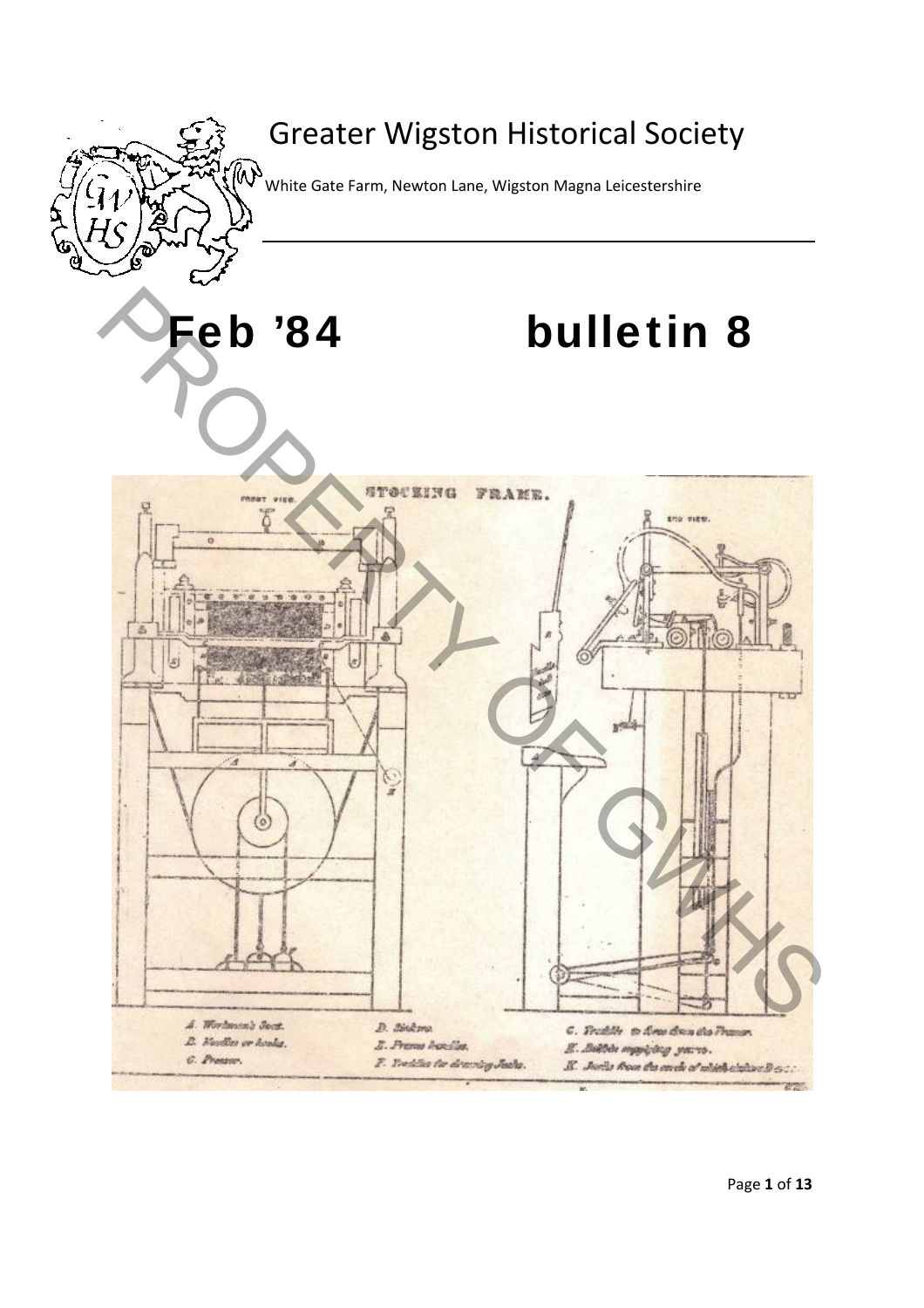# Greater Wigston Historical Society

White Gate Farm, Newton Lane, Wigston Magna Leicestershire

# Feb '84 bulletin 8

STOCKING FRAME.

FRONT VIEW. END VIEW.

A. Workman's Seat.
B. Needles or hooks.
C. Presser.
D. Sinkers.
E. Frame handles.
F. Treddles for drawing Jacks.
G. Treddle to force down the Presser.
H. Bobbin supplying yarn.
K. Jacks from the ends of which sinkers D sc...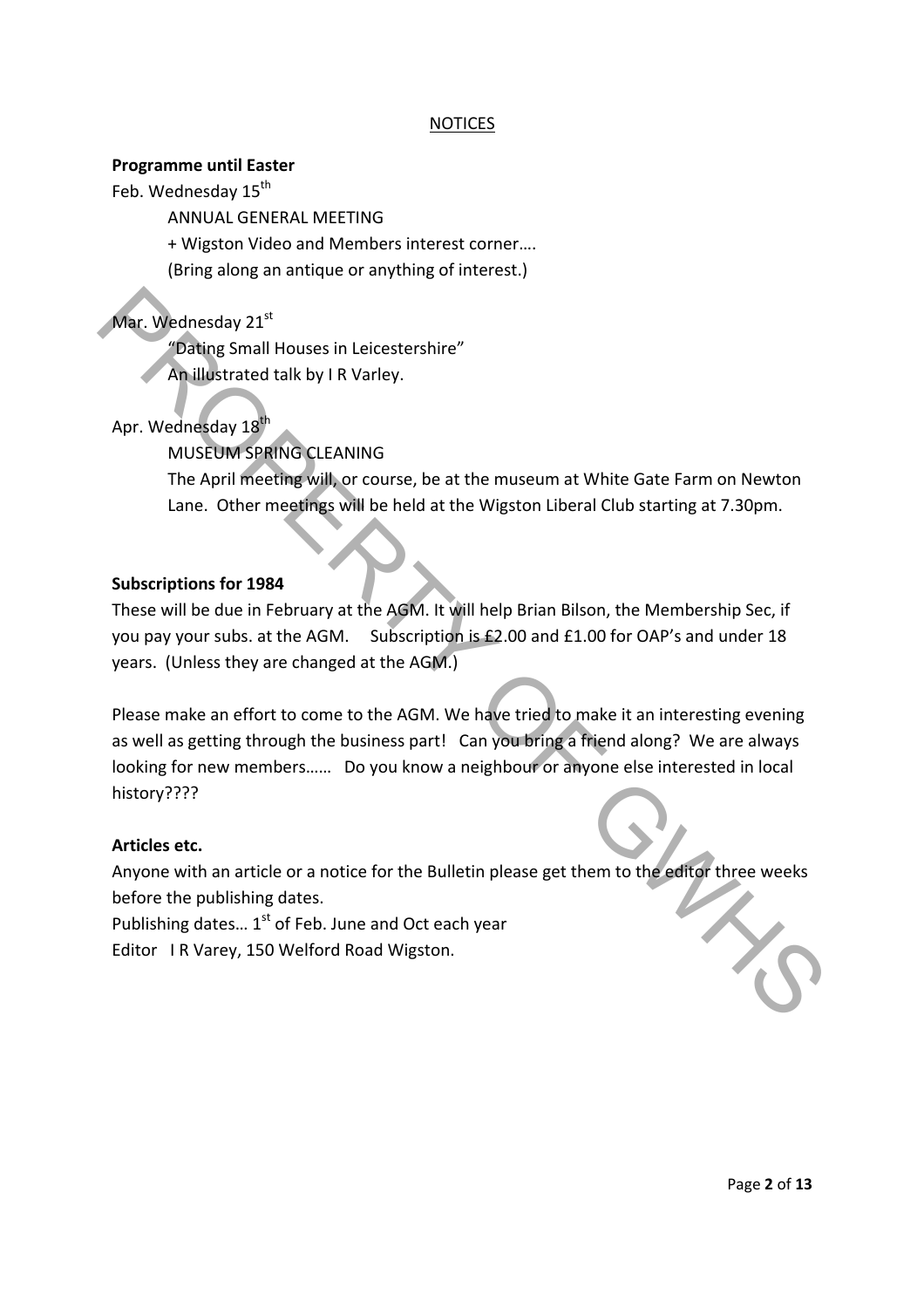## NOTICES

**Programme until Easter**

Feb. Wednesday 15th

ANNUAL GENERAL MEETING

+ Wigston Video and Members interest corner….

(Bring along an antique or anything of interest.)

Mar. Wednesday 21st

"Dating Small Houses in Leicestershire"

An illustrated talk by I R Varley.

Apr. Wednesday 18th

MUSEUM SPRING CLEANING

The April meeting will, or course, be at the museum at White Gate Farm on Newton Lane. Other meetings will be held at the Wigston Liberal Club starting at 7.30pm.

**Subscriptions for 1984**

These will be due in February at the AGM. It will help Brian Bilson, the Membership Sec, if you pay your subs. at the AGM. Subscription is £2.00 and £1.00 for OAP's and under 18 years. (Unless they are changed at the AGM.)

Please make an effort to come to the AGM. We have tried to make it an interesting evening as well as getting through the business part! Can you bring a friend along? We are always looking for new members…… Do you know a neighbour or anyone else interested in local history????

**Articles etc.**

Anyone with an article or a notice for the Bulletin please get them to the editor three weeks before the publishing dates.

Publishing dates… 1st of Feb. June and Oct each year

Editor I R Varey, 150 Welford Road Wigston.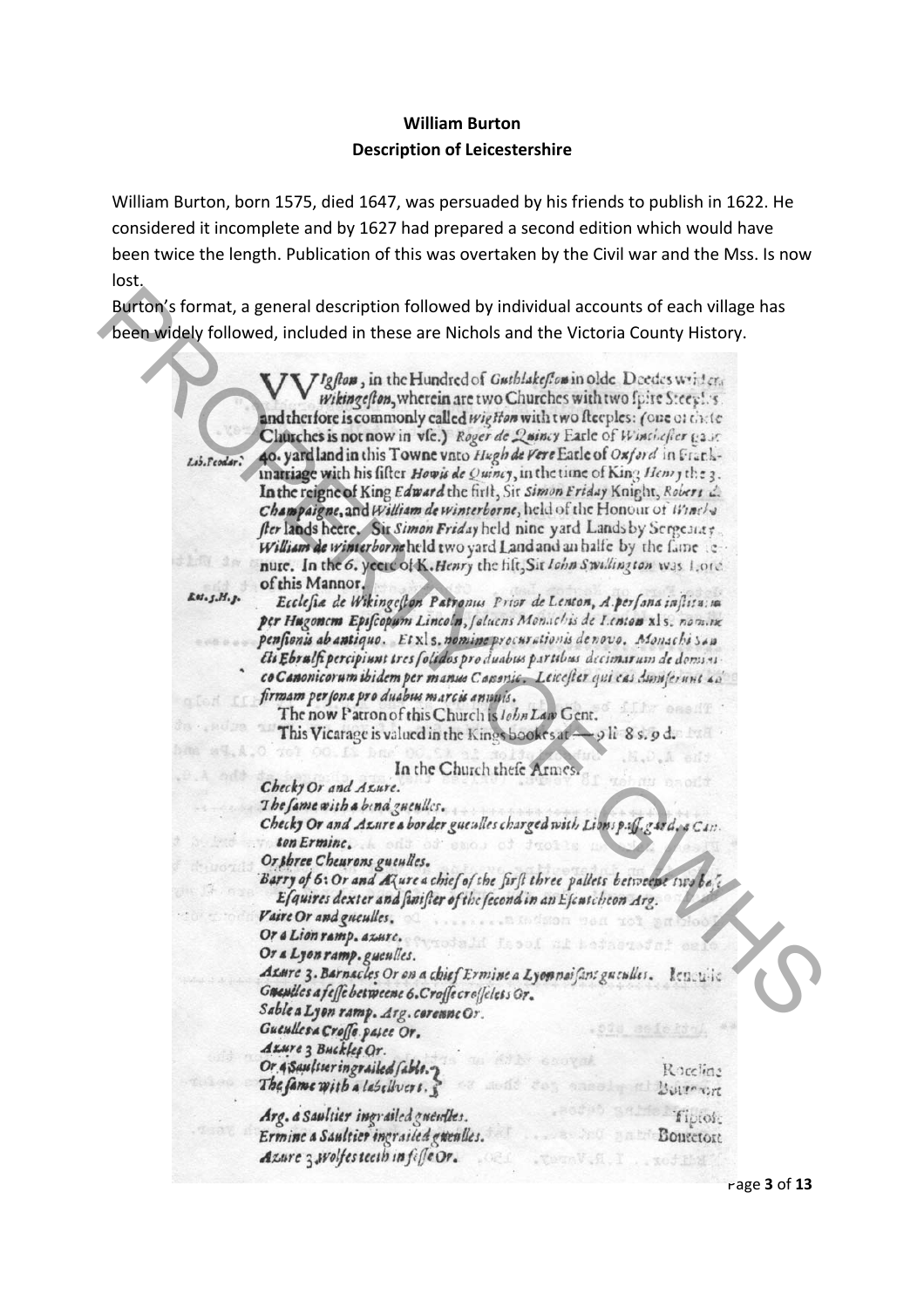**William Burton**
**Description of Leicestershire**

William Burton, born 1575, died 1647, was persuaded by his friends to publish in 1622. He considered it incomplete and by 1627 had prepared a second edition which would have been twice the length. Publication of this was overtaken by the Civil war and the Mss. Is now lost.

Burton's format, a general description followed by individual accounts of each village has been widely followed, included in these are Nichols and the Victoria County History.

VVIgston, in the Hundred of *Guthlakeston* in olde Deedes written *wikingeston*, wherein are two Churches with two spire Steeples: and therefore is commonly called *wigston* with two steeples: (one of these Churches is not now in vse.) *Roger de Quincy* Earle of *Winchester* gaue 40. yard land in this Towne vnto *Hugh de Vere* Earle of *Oxford* in Frank-marriage with his sister *Howis de Quincy*, in the time of King *Henry* the 3. In the reigne of King *Edward* the first, Sir *Simon Friday* Knight, *Robert de Champaigne*, and *William de winterborne*, held of the Honour of *Winchester* lands heere. Sir *Simon Friday* held nine yard Lands by Sergeancy. *William de winterborne* held two yard Land and an halfe by the same tenure. In the 6. yeere of K. *Henry* the fift, Sir *Iohn Swillington* was Lord of this Mannor.

*Lib. Feodar.*

*Rot. 5. H. 5.*

*Ecclesia de Wikingeston Patronus Prior de Lenton, A persona instituta per Hugonem Episcopum Lincoln, soluens Monachis de Lenton* xl s. *nomine pensionis ab antiquo. Et* xl s. *nomine procurationis de novo. Monachi sancti Ebrulfi percipiunt tres solidos pro duabus partibus decimarum de dominico Canonicorum ibidem per manus Canonic. Leicester qui eas dimiserunt ad firmam persona pro duabus marcis annuis.*

The now Patron of this Church is *Iohn Law* Gent.

This Vicarage is valued in the Kings bookes at — 9 li 8 s. 9 d.

In the Church these Armes.

*Checky Or and Azure.*
*The same with a bend guenlles.*
*Checky Or and Azure a border gueulles charged with Lions pass. gard. a Canton Ermine.*
*Or three Cheurons gueulles.*
*Barry of 6: Or and Azure a chief of the first three pallets betweene two base Esquires dexter and sinister of the second in an Escutcheon Arg.*
*Vaire Or and gueulles.*
*Or a Lion ramp. azure.*
*Or a Lyon ramp. gueulles.*
*Azure 3. Barnacles Or on a chief Ermine a Lyon naissant gueulles.* Kenuile
*Gueulles a fesse betweene 6. Crosse crosselets Or.*
*Sable a Lyon ramp. Arg. coronne Or.*
*Gueulles a Crosse patee Or.*
*Azure 3 Buckles Or.*
*Or a Saultier ingrailed sable.* } Roceline
*The same with a labell vert.* } Botetort
*Arg. a Saultier ingrailed gueulles.* Tiptoft
*Ermine a Saultier ingrailed gueulles.* Botetort
*Azure 3 wolfes teeth in fesse Or.*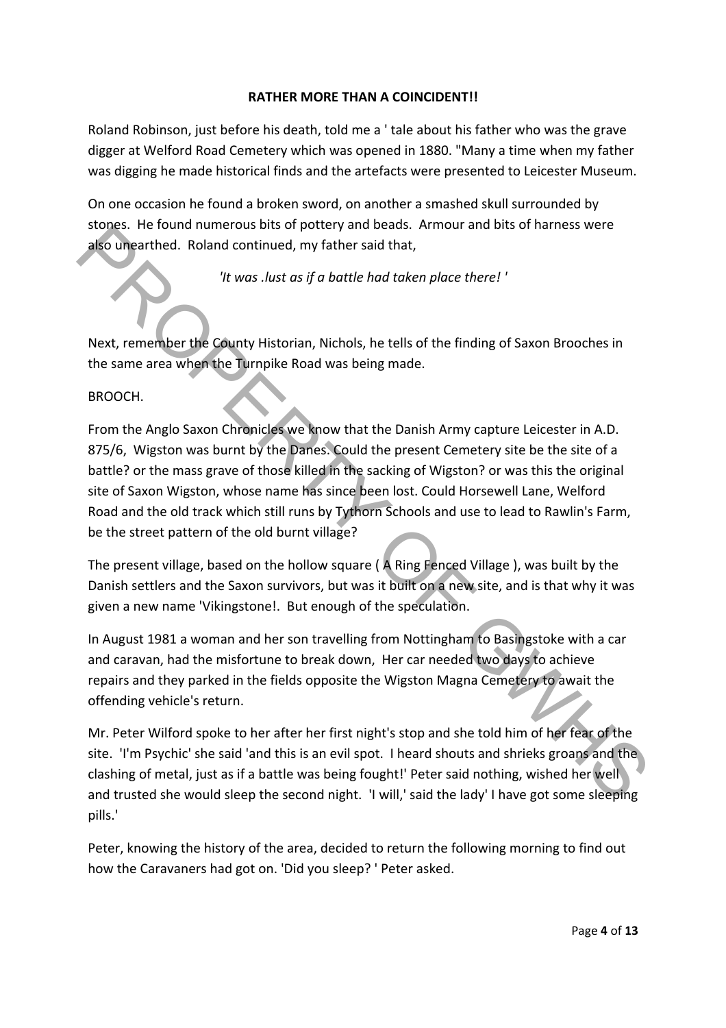**RATHER MORE THAN A COINCIDENT!!**

Roland Robinson, just before his death, told me a ' tale about his father who was the grave digger at Welford Road Cemetery which was opened in 1880. "Many a time when my father was digging he made historical finds and the artefacts were presented to Leicester Museum.

On one occasion he found a broken sword, on another a smashed skull surrounded by stones. He found numerous bits of pottery and beads. Armour and bits of harness were also unearthed. Roland continued, my father said that,

*'It was .lust as if a battle had taken place there! '*

Next, remember the County Historian, Nichols, he tells of the finding of Saxon Brooches in the same area when the Turnpike Road was being made.

BROOCH.

From the Anglo Saxon Chronicles we know that the Danish Army capture Leicester in A.D. 875/6, Wigston was burnt by the Danes. Could the present Cemetery site be the site of a battle? or the mass grave of those killed in the sacking of Wigston? or was this the original site of Saxon Wigston, whose name has since been lost. Could Horsewell Lane, Welford Road and the old track which still runs by Tythorn Schools and use to lead to Rawlin's Farm, be the street pattern of the old burnt village?

The present village, based on the hollow square ( A Ring Fenced Village ), was built by the Danish settlers and the Saxon survivors, but was it built on a new site, and is that why it was given a new name 'Vikingstone!. But enough of the speculation.

In August 1981 a woman and her son travelling from Nottingham to Basingstoke with a car and caravan, had the misfortune to break down, Her car needed two days to achieve repairs and they parked in the fields opposite the Wigston Magna Cemetery to await the offending vehicle's return.

Mr. Peter Wilford spoke to her after her first night's stop and she told him of her fear of the site. 'I'm Psychic' she said 'and this is an evil spot. I heard shouts and shrieks groans and the clashing of metal, just as if a battle was being fought!' Peter said nothing, wished her well and trusted she would sleep the second night. 'I will,' said the lady' I have got some sleeping pills.'

Peter, knowing the history of the area, decided to return the following morning to find out how the Caravaners had got on. 'Did you sleep? ' Peter asked.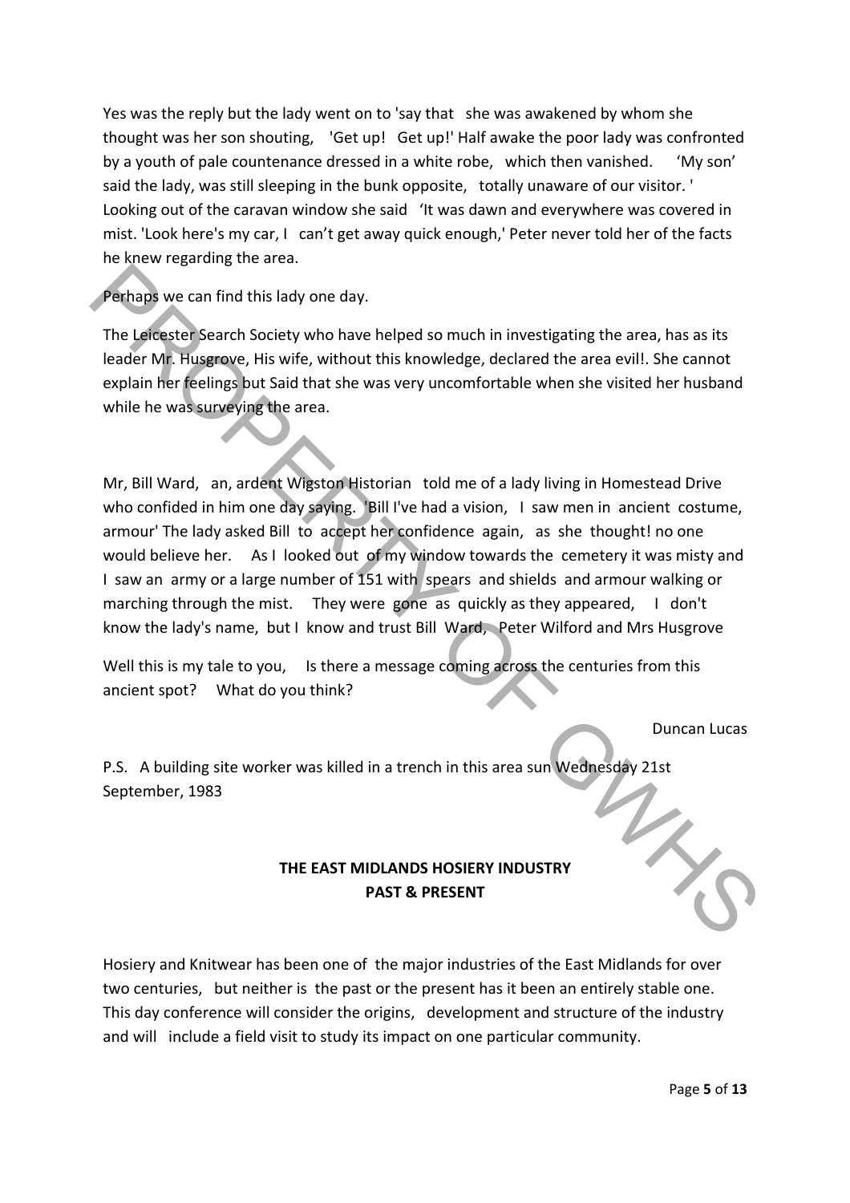Yes was the reply but the lady went on to 'say that she was awakened by whom she thought was her son shouting, 'Get up! Get up!' Half awake the poor lady was confronted by a youth of pale countenance dressed in a white robe, which then vanished. 'My son' said the lady, was still sleeping in the bunk opposite, totally unaware of our visitor. ' Looking out of the caravan window she said 'It was dawn and everywhere was covered in mist. 'Look here's my car, I can't get away quick enough,' Peter never told her of the facts he knew regarding the area.

Perhaps we can find this lady one day.

The Leicester Search Society who have helped so much in investigating the area, has as its leader Mr. Husgrove, His wife, without this knowledge, declared the area evil!. She cannot explain her feelings but Said that she was very uncomfortable when she visited her husband while he was surveying the area.

Mr, Bill Ward, an, ardent Wigston Historian told me of a lady living in Homestead Drive who confided in him one day saying. 'Bill I've had a vision, I saw men in ancient costume, armour' The lady asked Bill to accept her confidence again, as she thought! no one would believe her. As I looked out of my window towards the cemetery it was misty and I saw an army or a large number of 151 with spears and shields and armour walking or marching through the mist. They were gone as quickly as they appeared, I don't know the lady's name, but I know and trust Bill Ward, Peter Wilford and Mrs Husgrove

Well this is my tale to you, Is there a message coming across the centuries from this ancient spot? What do you think?

Duncan Lucas

P.S. A building site worker was killed in a trench in this area sun Wednesday 21st September, 1983

**THE EAST MIDLANDS HOSIERY INDUSTRY**
**PAST & PRESENT**

Hosiery and Knitwear has been one of the major industries of the East Midlands for over two centuries, but neither is the past or the present has it been an entirely stable one. This day conference will consider the origins, development and structure of the industry and will include a field visit to study its impact on one particular community.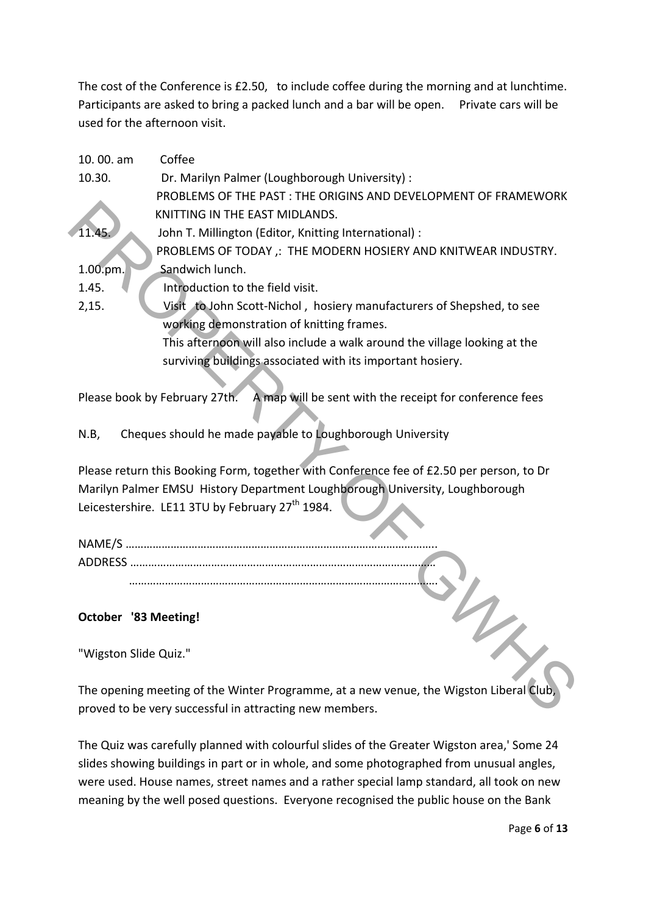The cost of the Conference is £2.50, to include coffee during the morning and at lunchtime. Participants are asked to bring a packed lunch and a bar will be open. Private cars will be used for the afternoon visit.

10. 00. am Coffee

10.30. Dr. Marilyn Palmer (Loughborough University) : PROBLEMS OF THE PAST : THE ORIGINS AND DEVELOPMENT OF FRAMEWORK KNITTING IN THE EAST MIDLANDS.

11.45. John T. Millington (Editor, Knitting International) : PROBLEMS OF TODAY ,: THE MODERN HOSIERY AND KNITWEAR INDUSTRY.

1.00.pm. Sandwich lunch.

1.45. Introduction to the field visit.

2,15. Visit to John Scott-Nichol , hosiery manufacturers of Shepshed, to see working demonstration of knitting frames.
This afternoon will also include a walk around the village looking at the surviving buildings associated with its important hosiery.

Please book by February 27th. A map will be sent with the receipt for conference fees

N.B, Cheques should he made payable to Loughborough University

Please return this Booking Form, together with Conference fee of £2.50 per person, to Dr Marilyn Palmer EMSU History Department Loughborough University, Loughborough Leicestershire. LE11 3TU by February 27th 1984.

NAME/S …………………………………………………………………………………….
ADDRESS ………………………………………………………………………………….
………………………………………………………………………………….

**October '83 Meeting!**

"Wigston Slide Quiz."

The opening meeting of the Winter Programme, at a new venue, the Wigston Liberal Club, proved to be very successful in attracting new members.

The Quiz was carefully planned with colourful slides of the Greater Wigston area,' Some 24 slides showing buildings in part or in whole, and some photographed from unusual angles, were used. House names, street names and a rather special lamp standard, all took on new meaning by the well posed questions. Everyone recognised the public house on the Bank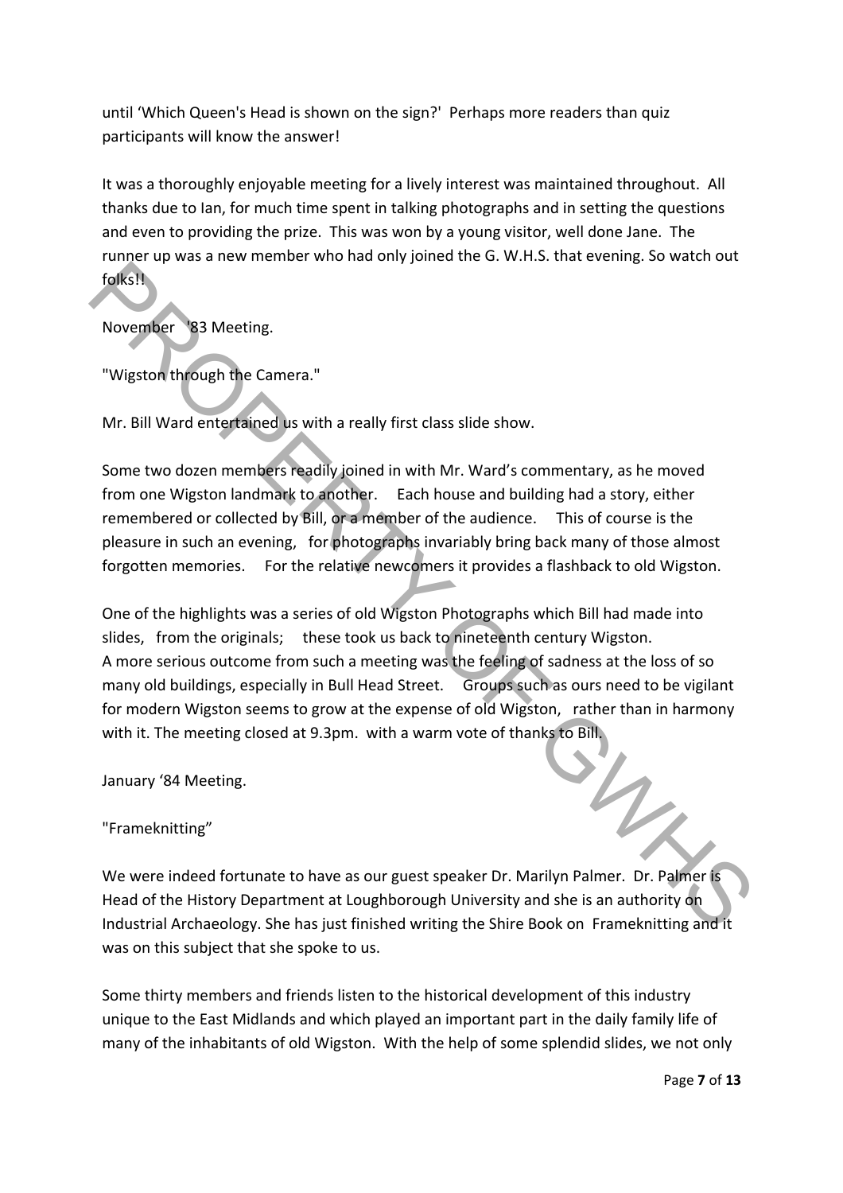until 'Which Queen's Head is shown on the sign?' Perhaps more readers than quiz participants will know the answer!

It was a thoroughly enjoyable meeting for a lively interest was maintained throughout. All thanks due to Ian, for much time spent in talking photographs and in setting the questions and even to providing the prize. This was won by a young visitor, well done Jane. The runner up was a new member who had only joined the G. W.H.S. that evening. So watch out folks!!

November '83 Meeting.

"Wigston through the Camera."

Mr. Bill Ward entertained us with a really first class slide show.

Some two dozen members readily joined in with Mr. Ward's commentary, as he moved from one Wigston landmark to another. Each house and building had a story, either remembered or collected by Bill, or a member of the audience. This of course is the pleasure in such an evening, for photographs invariably bring back many of those almost forgotten memories. For the relative newcomers it provides a flashback to old Wigston.

One of the highlights was a series of old Wigston Photographs which Bill had made into slides, from the originals; these took us back to nineteenth century Wigston.
A more serious outcome from such a meeting was the feeling of sadness at the loss of so many old buildings, especially in Bull Head Street. Groups such as ours need to be vigilant for modern Wigston seems to grow at the expense of old Wigston, rather than in harmony with it. The meeting closed at 9.3pm. with a warm vote of thanks to Bill.

January '84 Meeting.

"Frameknitting"

We were indeed fortunate to have as our guest speaker Dr. Marilyn Palmer. Dr. Palmer is Head of the History Department at Loughborough University and she is an authority on Industrial Archaeology. She has just finished writing the Shire Book on Frameknitting and it was on this subject that she spoke to us.

Some thirty members and friends listen to the historical development of this industry unique to the East Midlands and which played an important part in the daily family life of many of the inhabitants of old Wigston. With the help of some splendid slides, we not only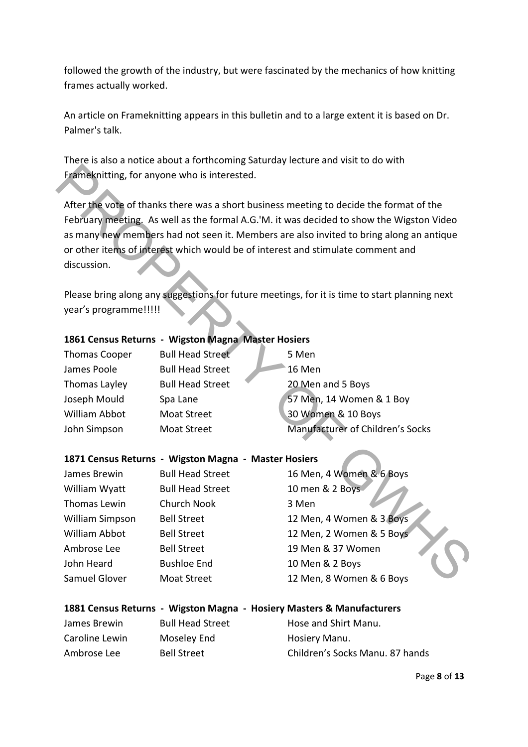followed the growth of the industry, but were fascinated by the mechanics of how knitting frames actually worked.

An article on Frameknitting appears in this bulletin and to a large extent it is based on Dr. Palmer's talk.

There is also a notice about a forthcoming Saturday lecture and visit to do with Frameknitting, for anyone who is interested.

After the vote of thanks there was a short business meeting to decide the format of the February meeting. As well as the formal A.G.'M. it was decided to show the Wigston Video as many new members had not seen it. Members are also invited to bring along an antique or other items of interest which would be of interest and stimulate comment and discussion.

Please bring along any suggestions for future meetings, for it is time to start planning next year's programme!!!!!

**1861 Census Returns - Wigston Magna Master Hosiers**

| | | |
|---|---|---|
| Thomas Cooper | Bull Head Street | 5 Men |
| James Poole | Bull Head Street | 16 Men |
| Thomas Layley | Bull Head Street | 20 Men and 5 Boys |
| Joseph Mould | Spa Lane | 57 Men, 14 Women & 1 Boy |
| William Abbot | Moat Street | 30 Women & 10 Boys |
| John Simpson | Moat Street | Manufacturer of Children's Socks |

**1871 Census Returns - Wigston Magna - Master Hosiers**

| | | |
|---|---|---|
| James Brewin | Bull Head Street | 16 Men, 4 Women & 6 Boys |
| William Wyatt | Bull Head Street | 10 men & 2 Boys |
| Thomas Lewin | Church Nook | 3 Men |
| William Simpson | Bell Street | 12 Men, 4 Women & 3 Boys |
| William Abbot | Bell Street | 12 Men, 2 Women & 5 Boys |
| Ambrose Lee | Bell Street | 19 Men & 37 Women |
| John Heard | Bushloe End | 10 Men & 2 Boys |
| Samuel Glover | Moat Street | 12 Men, 8 Women & 6 Boys |

**1881 Census Returns - Wigston Magna - Hosiery Masters & Manufacturers**

| | | |
|---|---|---|
| James Brewin | Bull Head Street | Hose and Shirt Manu. |
| Caroline Lewin | Moseley End | Hosiery Manu. |
| Ambrose Lee | Bell Street | Children's Socks Manu. 87 hands |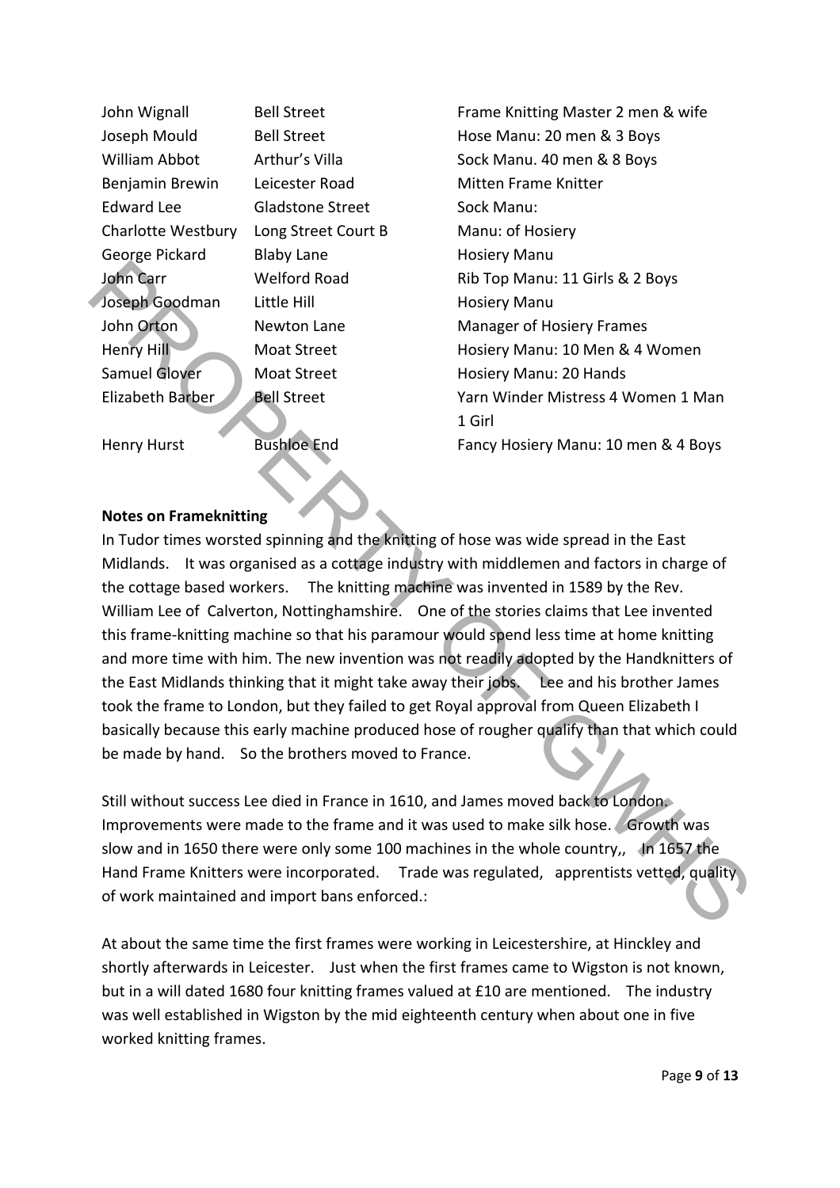| | | |
|---|---|---|
| John Wignall | Bell Street | Frame Knitting Master 2 men & wife |
| Joseph Mould | Bell Street | Hose Manu: 20 men & 3 Boys |
| William Abbot | Arthur's Villa | Sock Manu. 40 men & 8 Boys |
| Benjamin Brewin | Leicester Road | Mitten Frame Knitter |
| Edward Lee | Gladstone Street | Sock Manu: |
| Charlotte Westbury | Long Street Court B | Manu: of Hosiery |
| George Pickard | Blaby Lane | Hosiery Manu |
| John Carr | Welford Road | Rib Top Manu: 11 Girls & 2 Boys |
| Joseph Goodman | Little Hill | Hosiery Manu |
| John Orton | Newton Lane | Manager of Hosiery Frames |
| Henry Hill | Moat Street | Hosiery Manu: 10 Men & 4 Women |
| Samuel Glover | Moat Street | Hosiery Manu: 20 Hands |
| Elizabeth Barber | Bell Street | Yarn Winder Mistress 4 Women 1 Man 1 Girl |
| Henry Hurst | Bushloe End | Fancy Hosiery Manu: 10 men & 4 Boys |

**Notes on Frameknitting**

In Tudor times worsted spinning and the knitting of hose was wide spread in the East Midlands. It was organised as a cottage industry with middlemen and factors in charge of the cottage based workers. The knitting machine was invented in 1589 by the Rev. William Lee of Calverton, Nottinghamshire. One of the stories claims that Lee invented this frame-knitting machine so that his paramour would spend less time at home knitting and more time with him. The new invention was not readily adopted by the Handknitters of the East Midlands thinking that it might take away their jobs. Lee and his brother James took the frame to London, but they failed to get Royal approval from Queen Elizabeth I basically because this early machine produced hose of rougher qualify than that which could be made by hand. So the brothers moved to France.

Still without success Lee died in France in 1610, and James moved back to London. Improvements were made to the frame and it was used to make silk hose. Growth was slow and in 1650 there were only some 100 machines in the whole country,, In 1657 the Hand Frame Knitters were incorporated. Trade was regulated, apprentists vetted, quality of work maintained and import bans enforced.:

At about the same time the first frames were working in Leicestershire, at Hinckley and shortly afterwards in Leicester. Just when the first frames came to Wigston is not known, but in a will dated 1680 four knitting frames valued at £10 are mentioned. The industry was well established in Wigston by the mid eighteenth century when about one in five worked knitting frames.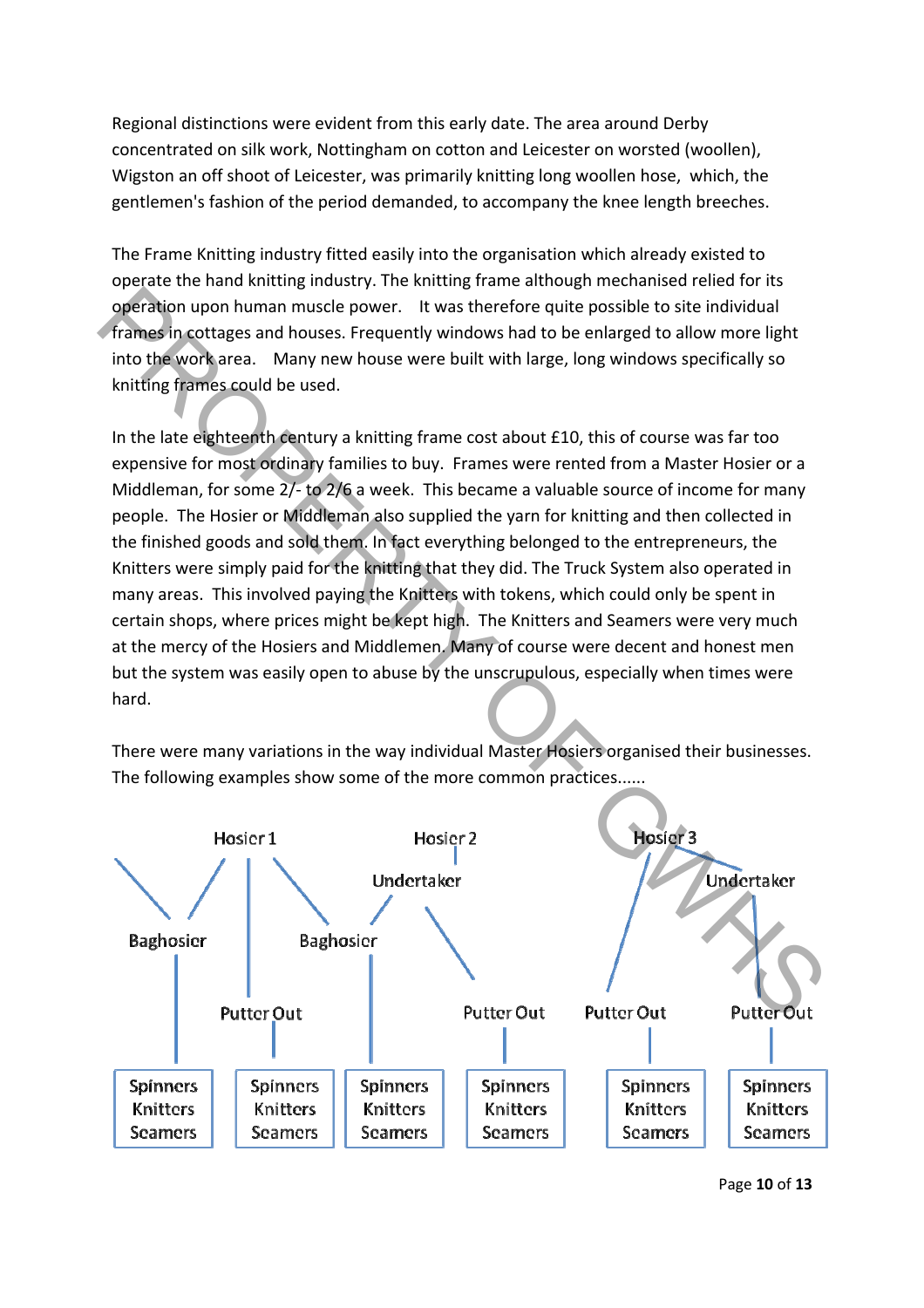Regional distinctions were evident from this early date. The area around Derby concentrated on silk work, Nottingham on cotton and Leicester on worsted (woollen), Wigston an off shoot of Leicester, was primarily knitting long woollen hose, which, the gentlemen's fashion of the period demanded, to accompany the knee length breeches.

The Frame Knitting industry fitted easily into the organisation which already existed to operate the hand knitting industry. The knitting frame although mechanised relied for its operation upon human muscle power. It was therefore quite possible to site individual frames in cottages and houses. Frequently windows had to be enlarged to allow more light into the work area. Many new house were built with large, long windows specifically so knitting frames could be used.

In the late eighteenth century a knitting frame cost about £10, this of course was far too expensive for most ordinary families to buy. Frames were rented from a Master Hosier or a Middleman, for some 2/- to 2/6 a week. This became a valuable source of income for many people. The Hosier or Middleman also supplied the yarn for knitting and then collected in the finished goods and sold them. In fact everything belonged to the entrepreneurs, the Knitters were simply paid for the knitting that they did. The Truck System also operated in many areas. This involved paying the Knitters with tokens, which could only be spent in certain shops, where prices might be kept high. The Knitters and Seamers were very much at the mercy of the Hosiers and Middlemen. Many of course were decent and honest men but the system was easily open to abuse by the unscrupulous, especially when times were hard.

There were many variations in the way individual Master Hosiers organised their businesses. The following examples show some of the more common practices......

- **Hosier 1**
  - Baghosier
    - Spinners, Knitters, Seamers
  - Putter Out
    - Spinners, Knitters, Seamers
  - Baghosier
    - Spinners, Knitters, Seamers
- **Hosier 2**
  - Undertaker
    - Baghosier
      - Spinners, Knitters, Seamers
    - Putter Out
      - Spinners, Knitters, Seamers
- **Hosier 3**
  - Putter Out
    - Spinners, Knitters, Seamers
  - Undertaker
    - Putter Out
      - Spinners, Knitters, Seamers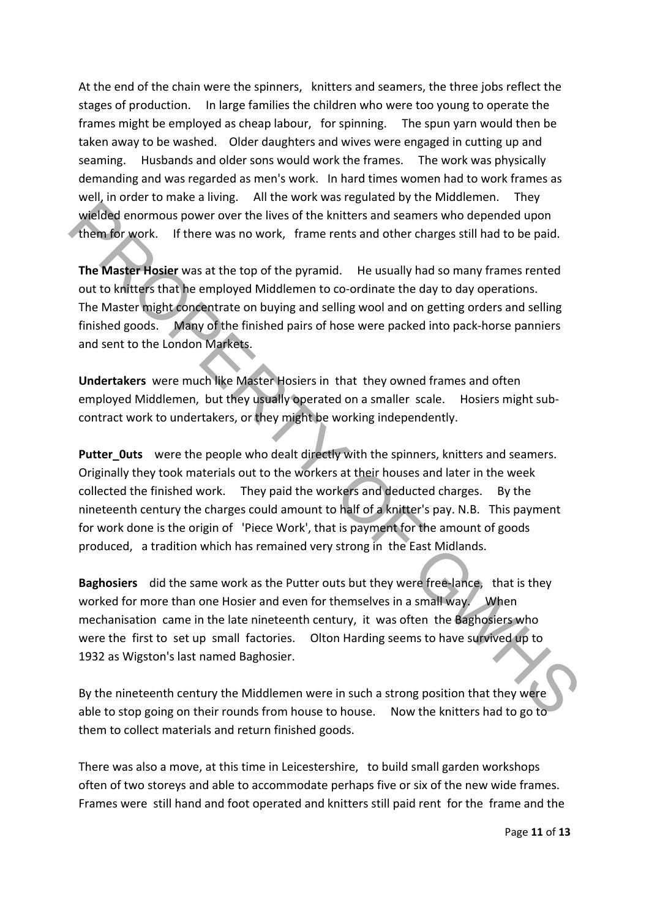At the end of the chain were the spinners, knitters and seamers, the three jobs reflect the stages of production. In large families the children who were too young to operate the frames might be employed as cheap labour, for spinning. The spun yarn would then be taken away to be washed. Older daughters and wives were engaged in cutting up and seaming. Husbands and older sons would work the frames. The work was physically demanding and was regarded as men's work. In hard times women had to work frames as well, in order to make a living. All the work was regulated by the Middlemen. They wielded enormous power over the lives of the knitters and seamers who depended upon them for work. If there was no work, frame rents and other charges still had to be paid.

**The Master Hosier** was at the top of the pyramid. He usually had so many frames rented out to knitters that he employed Middlemen to co-ordinate the day to day operations. The Master might concentrate on buying and selling wool and on getting orders and selling finished goods. Many of the finished pairs of hose were packed into pack-horse panniers and sent to the London Markets.

**Undertakers** were much like Master Hosiers in that they owned frames and often employed Middlemen, but they usually operated on a smaller scale. Hosiers might sub-contract work to undertakers, or they might be working independently.

**Putter_0uts** were the people who dealt directly with the spinners, knitters and seamers. Originally they took materials out to the workers at their houses and later in the week collected the finished work. They paid the workers and deducted charges. By the nineteenth century the charges could amount to half of a knitter's pay. N.B. This payment for work done is the origin of 'Piece Work', that is payment for the amount of goods produced, a tradition which has remained very strong in the East Midlands.

**Baghosiers** did the same work as the Putter outs but they were free-lance, that is they worked for more than one Hosier and even for themselves in a small way. When mechanisation came in the late nineteenth century, it was often the Baghosiers who were the first to set up small factories. Olton Harding seems to have survived up to 1932 as Wigston's last named Baghosier.

By the nineteenth century the Middlemen were in such a strong position that they were able to stop going on their rounds from house to house. Now the knitters had to go to them to collect materials and return finished goods.

There was also a move, at this time in Leicestershire, to build small garden workshops often of two storeys and able to accommodate perhaps five or six of the new wide frames. Frames were still hand and foot operated and knitters still paid rent for the frame and the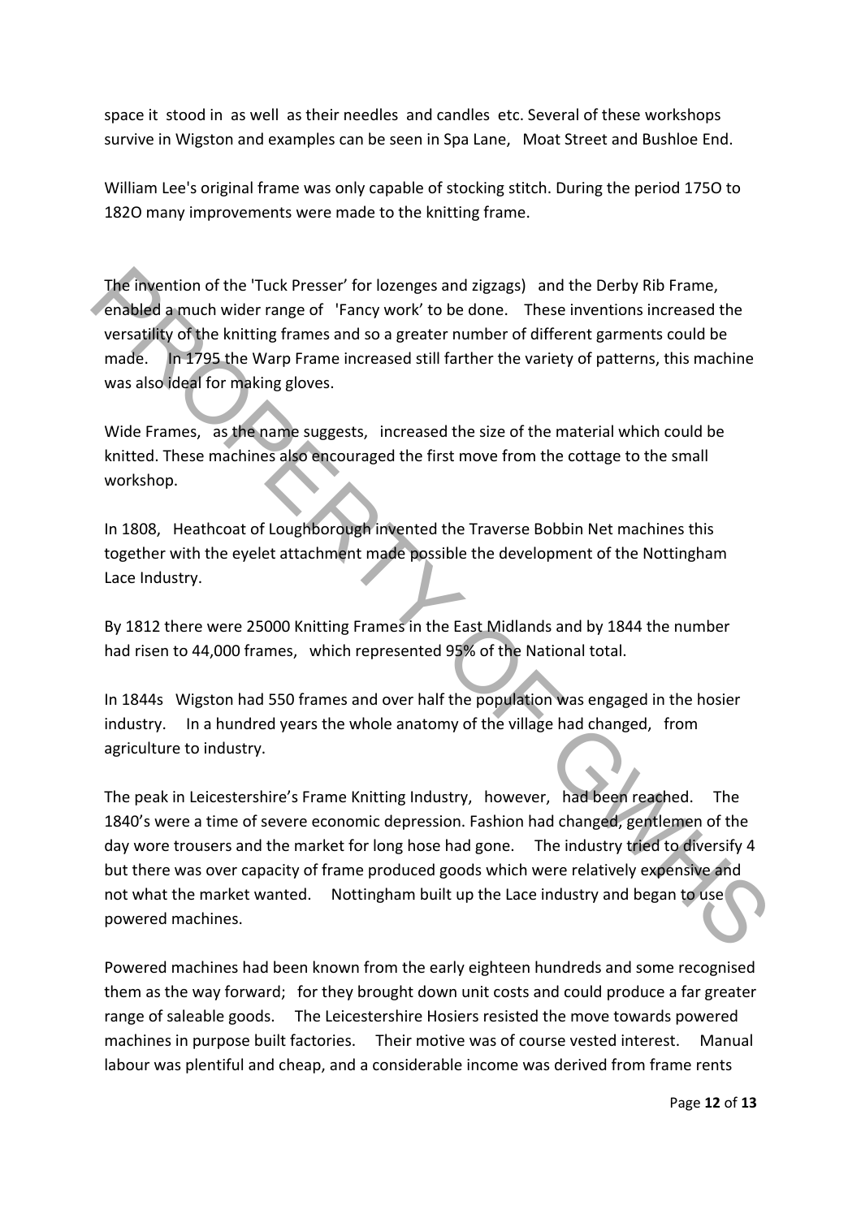space it stood in as well as their needles and candles etc. Several of these workshops survive in Wigston and examples can be seen in Spa Lane, Moat Street and Bushloe End.

William Lee's original frame was only capable of stocking stitch. During the period 175O to 182O many improvements were made to the knitting frame.

The invention of the 'Tuck Presser' for lozenges and zigzags) and the Derby Rib Frame, enabled a much wider range of 'Fancy work' to be done. These inventions increased the versatility of the knitting frames and so a greater number of different garments could be made. In 1795 the Warp Frame increased still farther the variety of patterns, this machine was also ideal for making gloves.

Wide Frames, as the name suggests, increased the size of the material which could be knitted. These machines also encouraged the first move from the cottage to the small workshop.

In 1808, Heathcoat of Loughborough invented the Traverse Bobbin Net machines this together with the eyelet attachment made possible the development of the Nottingham Lace Industry.

By 1812 there were 25000 Knitting Frames in the East Midlands and by 1844 the number had risen to 44,000 frames, which represented 95% of the National total.

In 1844s Wigston had 550 frames and over half the population was engaged in the hosier industry. In a hundred years the whole anatomy of the village had changed, from agriculture to industry.

The peak in Leicestershire's Frame Knitting Industry, however, had been reached. The 1840's were a time of severe economic depression. Fashion had changed, gentlemen of the day wore trousers and the market for long hose had gone. The industry tried to diversify 4 but there was over capacity of frame produced goods which were relatively expensive and not what the market wanted. Nottingham built up the Lace industry and began to use powered machines.

Powered machines had been known from the early eighteen hundreds and some recognised them as the way forward; for they brought down unit costs and could produce a far greater range of saleable goods. The Leicestershire Hosiers resisted the move towards powered machines in purpose built factories. Their motive was of course vested interest. Manual labour was plentiful and cheap, and a considerable income was derived from frame rents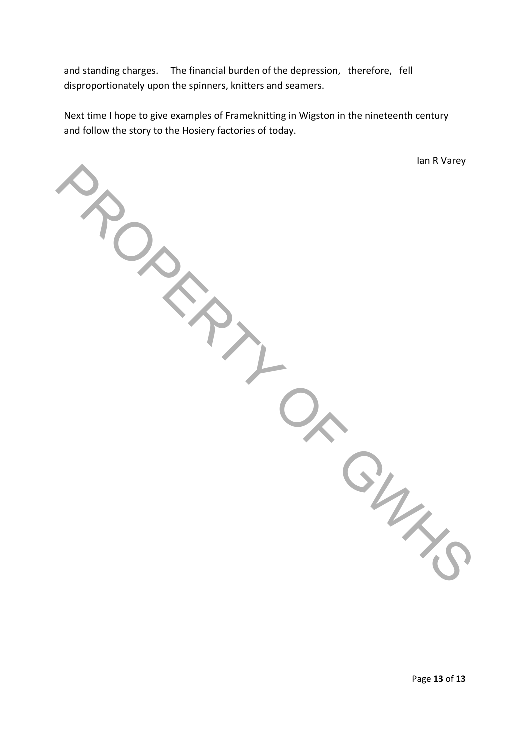and standing charges. The financial burden of the depression, therefore, fell disproportionately upon the spinners, knitters and seamers.

Next time I hope to give examples of Frameknitting in Wigston in the nineteenth century and follow the story to the Hosiery factories of today.

Ian R Varey